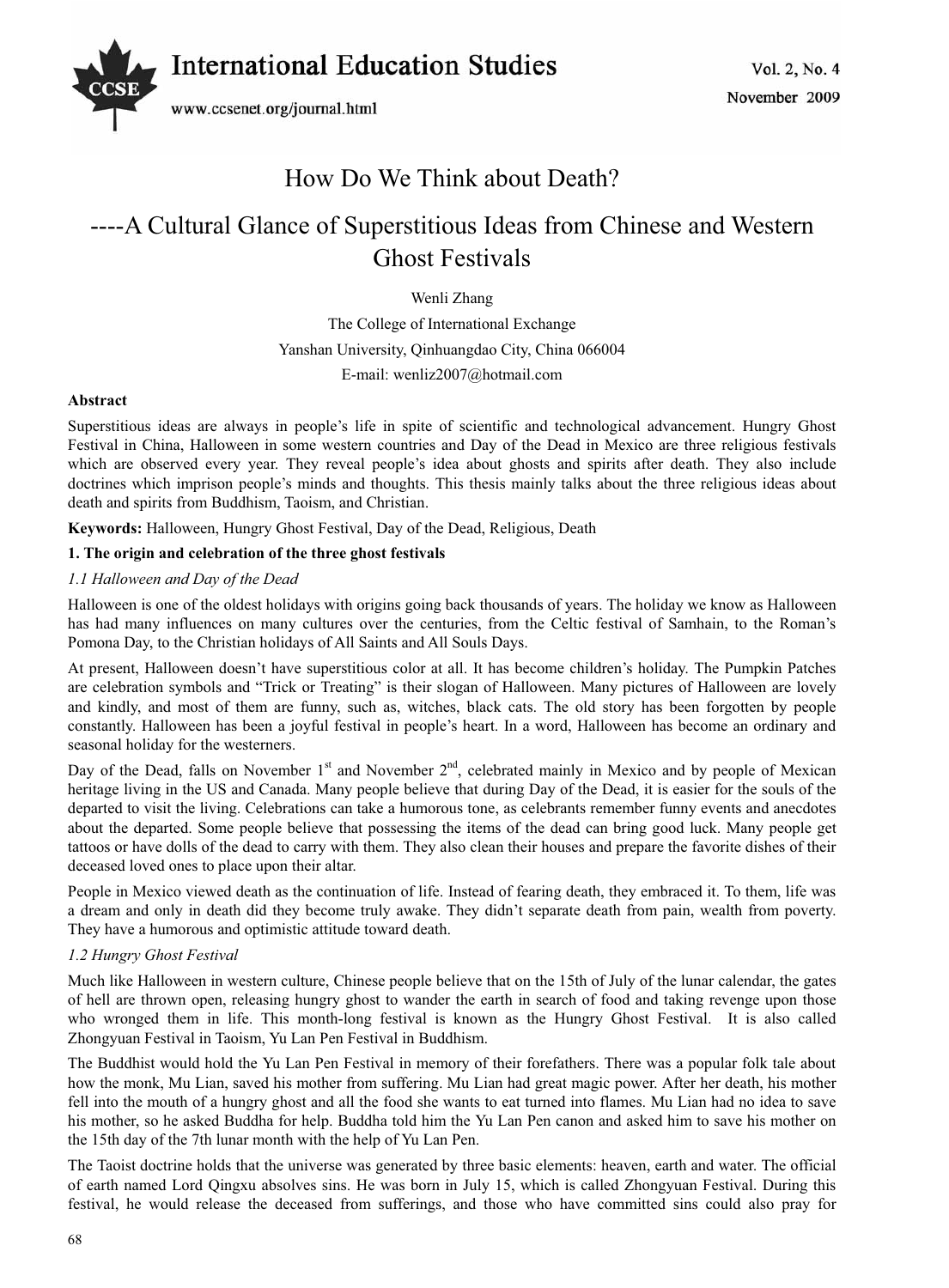# How Do We Think about Death?

## ----A Cultural Glance of Superstitious Ideas from Chinese and Western Ghost Festivals

Wenli Zhang

The College of International Exchange

Yanshan University, Qinhuangdao City, China 066004

E-mail: wenliz2007@hotmail.com

**Abstract**

Superstitious ideas are always in people's life in spite of scientific and technological advancement. Hungry Ghost Festival in China, Halloween in some western countries and Day of the Dead in Mexico are three religious festivals which are observed every year. They reveal people's idea about ghosts and spirits after death. They also include doctrines which imprison people's minds and thoughts. This thesis mainly talks about the three religious ideas about death and spirits from Buddhism, Taoism, and Christian.

**Keywords:** Halloween, Hungry Ghost Festival, Day of the Dead, Religious, Death

**1. The origin and celebration of the three ghost festivals**

*1.1 Halloween and Day of the Dead*

Halloween is one of the oldest holidays with origins going back thousands of years. The holiday we know as Halloween has had many influences on many cultures over the centuries, from the Celtic festival of Samhain, to the Roman's Pomona Day, to the Christian holidays of All Saints and All Souls Days.

At present, Halloween doesn't have superstitious color at all. It has become children's holiday. The Pumpkin Patches are celebration symbols and "Trick or Treating" is their slogan of Halloween. Many pictures of Halloween are lovely and kindly, and most of them are funny, such as, witches, black cats. The old story has been forgotten by people constantly. Halloween has been a joyful festival in people's heart. In a word, Halloween has become an ordinary and seasonal holiday for the westerners.

Day of the Dead, falls on November 1st and November 2nd, celebrated mainly in Mexico and by people of Mexican heritage living in the US and Canada. Many people believe that during Day of the Dead, it is easier for the souls of the departed to visit the living. Celebrations can take a humorous tone, as celebrants remember funny events and anecdotes about the departed. Some people believe that possessing the items of the dead can bring good luck. Many people get tattoos or have dolls of the dead to carry with them. They also clean their houses and prepare the favorite dishes of their deceased loved ones to place upon their altar.

People in Mexico viewed death as the continuation of life. Instead of fearing death, they embraced it. To them, life was a dream and only in death did they become truly awake. They didn't separate death from pain, wealth from poverty. They have a humorous and optimistic attitude toward death.

*1.2 Hungry Ghost Festival*

Much like Halloween in western culture, Chinese people believe that on the 15th of July of the lunar calendar, the gates of hell are thrown open, releasing hungry ghost to wander the earth in search of food and taking revenge upon those who wronged them in life. This month-long festival is known as the Hungry Ghost Festival. It is also called Zhongyuan Festival in Taoism, Yu Lan Pen Festival in Buddhism.

The Buddhist would hold the Yu Lan Pen Festival in memory of their forefathers. There was a popular folk tale about how the monk, Mu Lian, saved his mother from suffering. Mu Lian had great magic power. After her death, his mother fell into the mouth of a hungry ghost and all the food she wants to eat turned into flames. Mu Lian had no idea to save his mother, so he asked Buddha for help. Buddha told him the Yu Lan Pen canon and asked him to save his mother on the 15th day of the 7th lunar month with the help of Yu Lan Pen.

The Taoist doctrine holds that the universe was generated by three basic elements: heaven, earth and water. The official of earth named Lord Qingxu absolves sins. He was born in July 15, which is called Zhongyuan Festival. During this festival, he would release the deceased from sufferings, and those who have committed sins could also pray for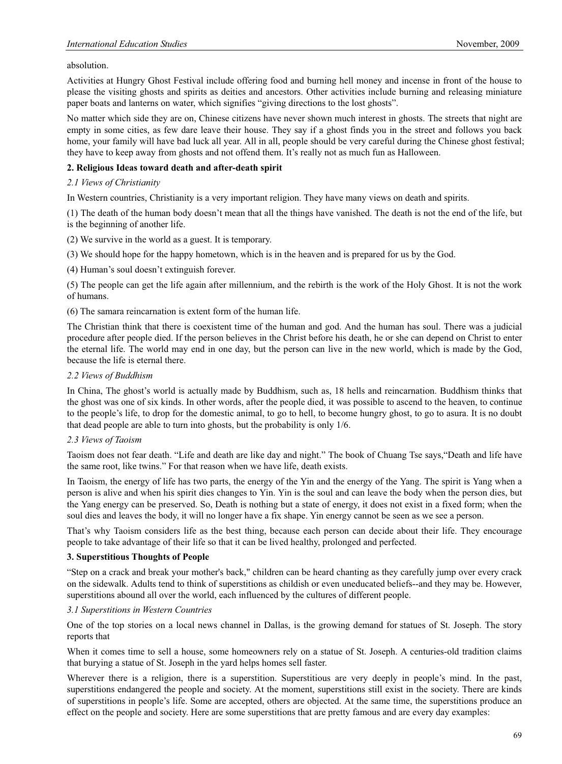absolution.

Activities at Hungry Ghost Festival include offering food and burning hell money and incense in front of the house to please the visiting ghosts and spirits as deities and ancestors. Other activities include burning and releasing miniature paper boats and lanterns on water, which signifies "giving directions to the lost ghosts".

No matter which side they are on, Chinese citizens have never shown much interest in ghosts. The streets that night are empty in some cities, as few dare leave their house. They say if a ghost finds you in the street and follows you back home, your family will have bad luck all year. All in all, people should be very careful during the Chinese ghost festival; they have to keep away from ghosts and not offend them. It's really not as much fun as Halloween.

## 2. Religious Ideas toward death and after-death spirit

### *2.1 Views of Christianity*

In Western countries, Christianity is a very important religion. They have many views on death and spirits.

(1) The death of the human body doesn't mean that all the things have vanished. The death is not the end of the life, but is the beginning of another life.

(2) We survive in the world as a guest. It is temporary.

(3) We should hope for the happy hometown, which is in the heaven and is prepared for us by the God.

(4) Human's soul doesn't extinguish forever.

(5) The people can get the life again after millennium, and the rebirth is the work of the Holy Ghost. It is not the work of humans.

(6) The samara reincarnation is extent form of the human life.

The Christian think that there is coexistent time of the human and god. And the human has soul. There was a judicial procedure after people died. If the person believes in the Christ before his death, he or she can depend on Christ to enter the eternal life. The world may end in one day, but the person can live in the new world, which is made by the God, because the life is eternal there.

### *2.2 Views of Buddhism*

In China, The ghost's world is actually made by Buddhism, such as, 18 hells and reincarnation. Buddhism thinks that the ghost was one of six kinds. In other words, after the people died, it was possible to ascend to the heaven, to continue to the people's life, to drop for the domestic animal, to go to hell, to become hungry ghost, to go to asura. It is no doubt that dead people are able to turn into ghosts, but the probability is only 1/6.

### *2.3 Views of Taoism*

Taoism does not fear death. "Life and death are like day and night." The book of Chuang Tse says,"Death and life have the same root, like twins." For that reason when we have life, death exists.

In Taoism, the energy of life has two parts, the energy of the Yin and the energy of the Yang. The spirit is Yang when a person is alive and when his spirit dies changes to Yin. Yin is the soul and can leave the body when the person dies, but the Yang energy can be preserved. So, Death is nothing but a state of energy, it does not exist in a fixed form; when the soul dies and leaves the body, it will no longer have a fix shape. Yin energy cannot be seen as we see a person.

That's why Taoism considers life as the best thing, because each person can decide about their life. They encourage people to take advantage of their life so that it can be lived healthy, prolonged and perfected.

## 3. Superstitious Thoughts of People

"Step on a crack and break your mother's back," children can be heard chanting as they carefully jump over every crack on the sidewalk. Adults tend to think of superstitions as childish or even uneducated beliefs--and they may be. However, superstitions abound all over the world, each influenced by the cultures of different people.

### *3.1 Superstitions in Western Countries*

One of the top stories on a local news channel in Dallas, is the growing demand for statues of St. Joseph. The story reports that

When it comes time to sell a house, some homeowners rely on a statue of St. Joseph. A centuries-old tradition claims that burying a statue of St. Joseph in the yard helps homes sell faster.

Wherever there is a religion, there is a superstition. Superstitious are very deeply in people's mind. In the past, superstitions endangered the people and society. At the moment, superstitions still exist in the society. There are kinds of superstitions in people's life. Some are accepted, others are objected. At the same time, the superstitions produce an effect on the people and society. Here are some superstitions that are pretty famous and are every day examples: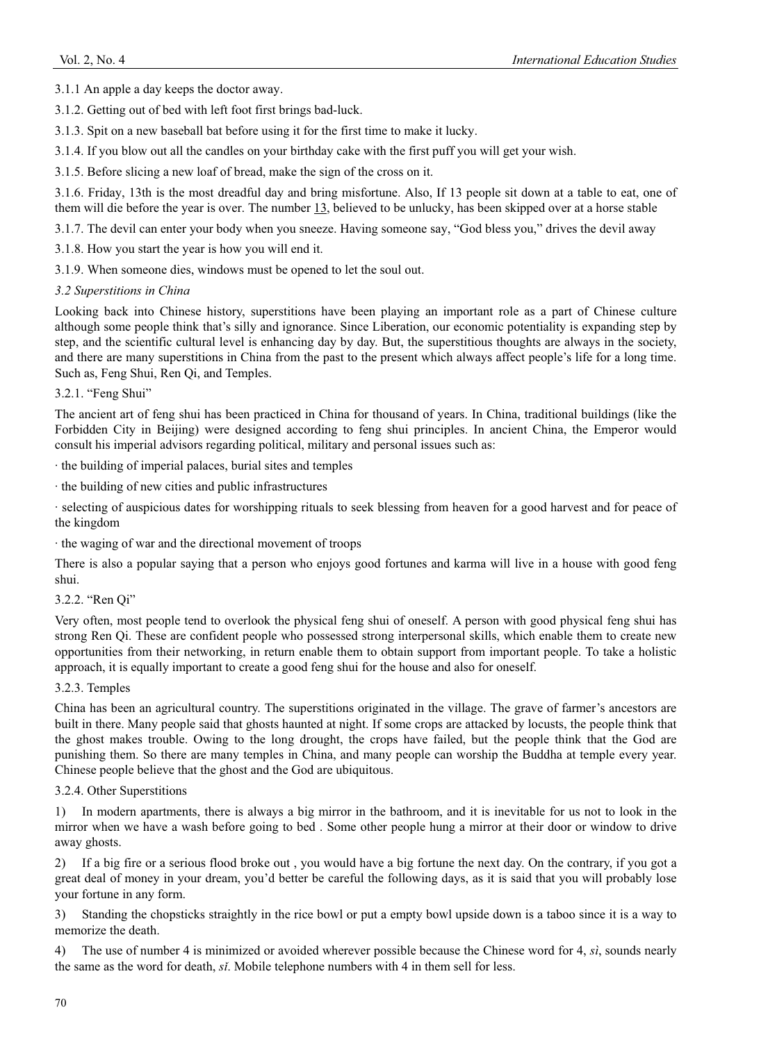3.1.1 An apple a day keeps the doctor away.

3.1.2. Getting out of bed with left foot first brings bad-luck.

3.1.3. Spit on a new baseball bat before using it for the first time to make it lucky.

3.1.4. If you blow out all the candles on your birthday cake with the first puff you will get your wish.

3.1.5. Before slicing a new loaf of bread, make the sign of the cross on it.

3.1.6. Friday, 13th is the most dreadful day and bring misfortune. Also, If 13 people sit down at a table to eat, one of them will die before the year is over. The number 13, believed to be unlucky, has been skipped over at a horse stable

3.1.7. The devil can enter your body when you sneeze. Having someone say, "God bless you," drives the devil away

3.1.8. How you start the year is how you will end it.

3.1.9. When someone dies, windows must be opened to let the soul out.

### *3.2 Superstitions in China*

Looking back into Chinese history, superstitions have been playing an important role as a part of Chinese culture although some people think that's silly and ignorance. Since Liberation, our economic potentiality is expanding step by step, and the scientific cultural level is enhancing day by day. But, the superstitious thoughts are always in the society, and there are many superstitions in China from the past to the present which always affect people's life for a long time. Such as, Feng Shui, Ren Qi, and Temples.

#### 3.2.1. "Feng Shui"

The ancient art of feng shui has been practiced in China for thousand of years. In China, traditional buildings (like the Forbidden City in Beijing) were designed according to feng shui principles. In ancient China, the Emperor would consult his imperial advisors regarding political, military and personal issues such as:

· the building of imperial palaces, burial sites and temples

· the building of new cities and public infrastructures

· selecting of auspicious dates for worshipping rituals to seek blessing from heaven for a good harvest and for peace of the kingdom

· the waging of war and the directional movement of troops

There is also a popular saying that a person who enjoys good fortunes and karma will live in a house with good feng shui.

#### 3.2.2. "Ren Qi"

Very often, most people tend to overlook the physical feng shui of oneself. A person with good physical feng shui has strong Ren Qi. These are confident people who possessed strong interpersonal skills, which enable them to create new opportunities from their networking, in return enable them to obtain support from important people. To take a holistic approach, it is equally important to create a good feng shui for the house and also for oneself.

#### 3.2.3. Temples

China has been an agricultural country. The superstitions originated in the village. The grave of farmer's ancestors are built in there. Many people said that ghosts haunted at night. If some crops are attacked by locusts, the people think that the ghost makes trouble. Owing to the long drought, the crops have failed, but the people think that the God are punishing them. So there are many temples in China, and many people can worship the Buddha at temple every year. Chinese people believe that the ghost and the God are ubiquitous.

#### 3.2.4. Other Superstitions

1) In modern apartments, there is always a big mirror in the bathroom, and it is inevitable for us not to look in the mirror when we have a wash before going to bed . Some other people hung a mirror at their door or window to drive away ghosts.

2) If a big fire or a serious flood broke out , you would have a big fortune the next day. On the contrary, if you got a great deal of money in your dream, you'd better be careful the following days, as it is said that you will probably lose your fortune in any form.

3) Standing the chopsticks straightly in the rice bowl or put a empty bowl upside down is a taboo since it is a way to memorize the death.

4) The use of number 4 is minimized or avoided wherever possible because the Chinese word for 4, *sì*, sounds nearly the same as the word for death, *sǐ*. Mobile telephone numbers with 4 in them sell for less.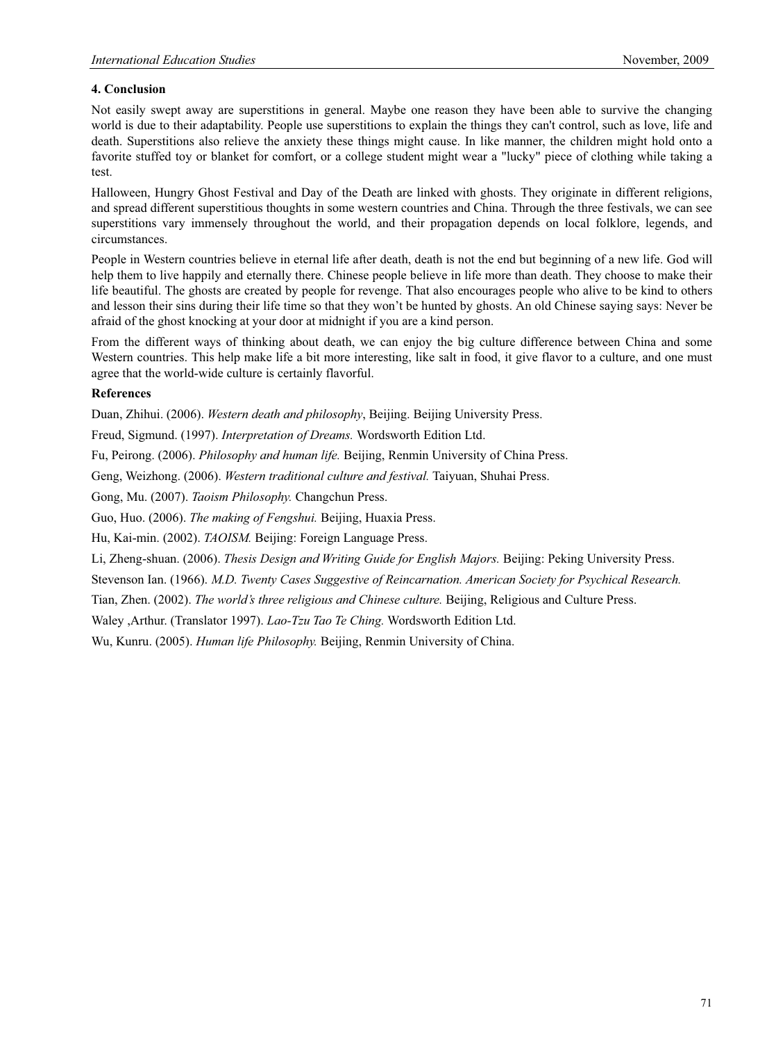## 4. Conclusion

Not easily swept away are superstitions in general. Maybe one reason they have been able to survive the changing world is due to their adaptability. People use superstitions to explain the things they can't control, such as love, life and death. Superstitions also relieve the anxiety these things might cause. In like manner, the children might hold onto a favorite stuffed toy or blanket for comfort, or a college student might wear a "lucky" piece of clothing while taking a test.

Halloween, Hungry Ghost Festival and Day of the Death are linked with ghosts. They originate in different religions, and spread different superstitious thoughts in some western countries and China. Through the three festivals, we can see superstitions vary immensely throughout the world, and their propagation depends on local folklore, legends, and circumstances.

People in Western countries believe in eternal life after death, death is not the end but beginning of a new life. God will help them to live happily and eternally there. Chinese people believe in life more than death. They choose to make their life beautiful. The ghosts are created by people for revenge. That also encourages people who alive to be kind to others and lesson their sins during their life time so that they won't be hunted by ghosts. An old Chinese saying says: Never be afraid of the ghost knocking at your door at midnight if you are a kind person.

From the different ways of thinking about death, we can enjoy the big culture difference between China and some Western countries. This help make life a bit more interesting, like salt in food, it give flavor to a culture, and one must agree that the world-wide culture is certainly flavorful.

## References

Duan, Zhihui. (2006). *Western death and philosophy*, Beijing. Beijing University Press.

Freud, Sigmund. (1997). *Interpretation of Dreams.* Wordsworth Edition Ltd.

Fu, Peirong. (2006). *Philosophy and human life.* Beijing, Renmin University of China Press.

Geng, Weizhong. (2006). *Western traditional culture and festival.* Taiyuan, Shuhai Press.

Gong, Mu. (2007). *Taoism Philosophy.* Changchun Press.

Guo, Huo. (2006). *The making of Fengshui.* Beijing, Huaxia Press.

Hu, Kai-min. (2002). *TAOISM.* Beijing: Foreign Language Press.

Li, Zheng-shuan. (2006). *Thesis Design and Writing Guide for English Majors.* Beijing: Peking University Press.

Stevenson Ian. (1966). *M.D. Twenty Cases Suggestive of Reincarnation. American Society for Psychical Research.*

Tian, Zhen. (2002). *The world's three religious and Chinese culture.* Beijing, Religious and Culture Press.

Waley ,Arthur. (Translator 1997). *Lao-Tzu Tao Te Ching.* Wordsworth Edition Ltd.

Wu, Kunru. (2005). *Human life Philosophy.* Beijing, Renmin University of China.